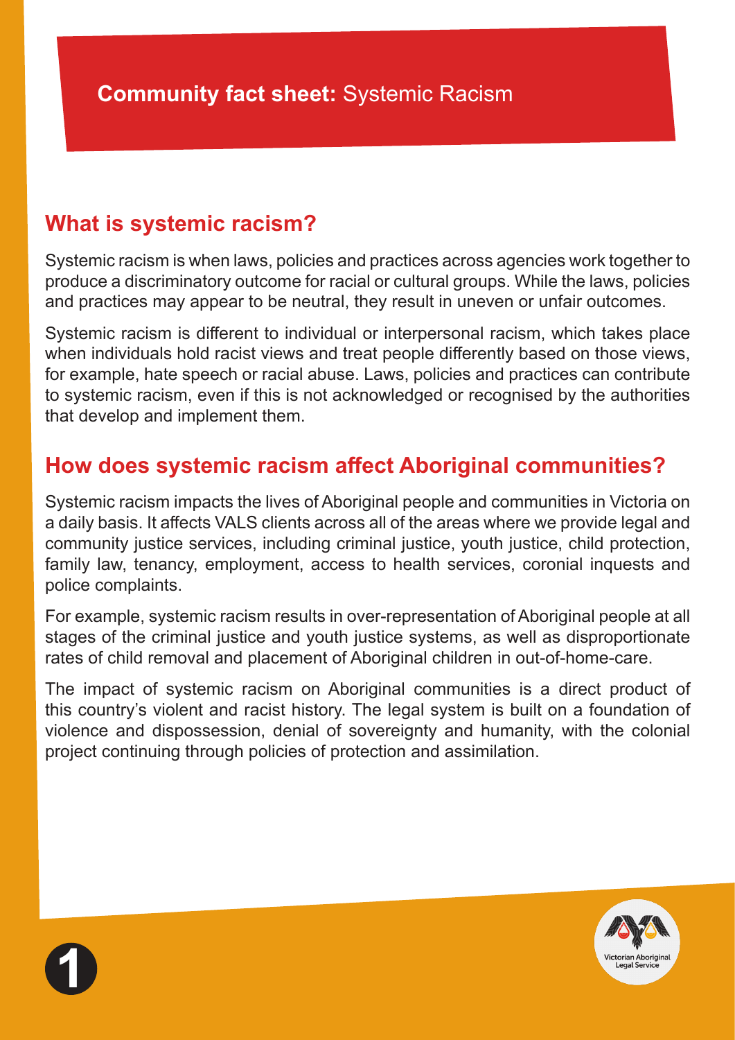# **Community fact sheet:** Systemic Racism

## What is systemic racism?

Systemic racism is when laws, policies and practices across agencies work together to produce a discriminatory outcome for racial or cultural groups. While the laws, policies and practices may appear to be neutral, they result in uneven or unfair outcomes.

Systemic racism is different to individual or interpersonal racism, which takes place when individuals hold racist views and treat people differently based on those views, for example, hate speech or racial abuse. Laws, policies and practices can contribute to systemic racism, even if this is not acknowledged or recognised by the authorities that develop and implement them.

## How does systemic racism affect Aboriginal communities?

Systemic racism impacts the lives of Aboriginal people and communities in Victoria on a daily basis. It affects VALS clients across all of the areas where we provide legal and community justice services, including criminal justice, youth justice, child protection, family law, tenancy, employment, access to health services, coronial inquests and police complaints.

For example, systemic racism results in over-representation of Aboriginal people at all stages of the criminal justice and youth justice systems, as well as disproportionate rates of child removal and placement of Aboriginal children in out-of-home-care.

The impact of systemic racism on Aboriginal communities is a direct product of this country's violent and racist history. The legal system is built on a foundation of violence and dispossession, denial of sovereignty and humanity, with the colonial project continuing through policies of protection and assimilation.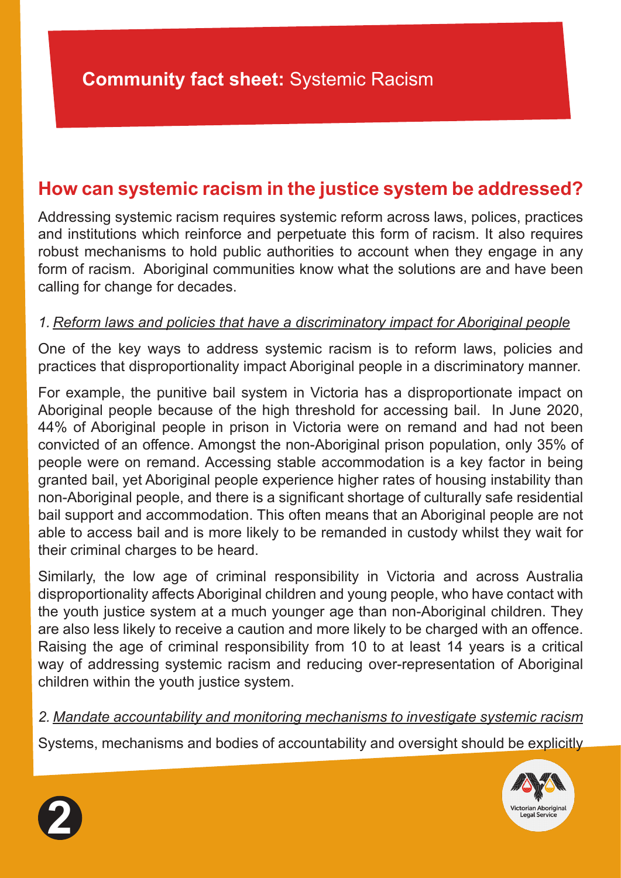**Community fact sheet:** Systemic Racism

## How can systemic racism in the justice system be addressed?

Addressing systemic racism requires systemic reform across laws, polices, practices and institutions which reinforce and perpetuate this form of racism. It also requires robust mechanisms to hold public authorities to account when they engage in any form of racism. Aboriginal communities know what the solutions are and have been calling for change for decades.

### *1. Reform laws and policies that have a discriminatory impact for Aboriginal people*

One of the key ways to address systemic racism is to reform laws, policies and practices that disproportionality impact Aboriginal people in a discriminatory manner.

For example, the punitive bail system in Victoria has a disproportionate impact on Aboriginal people because of the high threshold for accessing bail. In June 2020, 44% of Aboriginal people in prison in Victoria were on remand and had not been convicted of an offence. Amongst the non-Aboriginal prison population, only 35% of people were on remand. Accessing stable accommodation is a key factor in being granted bail, yet Aboriginal people experience higher rates of housing instability than non-Aboriginal people, and there is a significant shortage of culturally safe residential bail support and accommodation. This often means that an Aboriginal people are not able to access bail and is more likely to be remanded in custody whilst they wait for their criminal charges to be heard.

Similarly, the low age of criminal responsibility in Victoria and across Australia disproportionality affects Aboriginal children and young people, who have contact with the youth justice system at a much younger age than non-Aboriginal children. They are also less likely to receive a caution and more likely to be charged with an offence. Raising the age of criminal responsibility from 10 to at least 14 years is a critical way of addressing systemic racism and reducing over-representation of Aboriginal children within the youth justice system.

### *2. Mandate accountability and monitoring mechanisms to investigate systemic racism*

Systems, mechanisms and bodies of accountability and oversight should be explicitly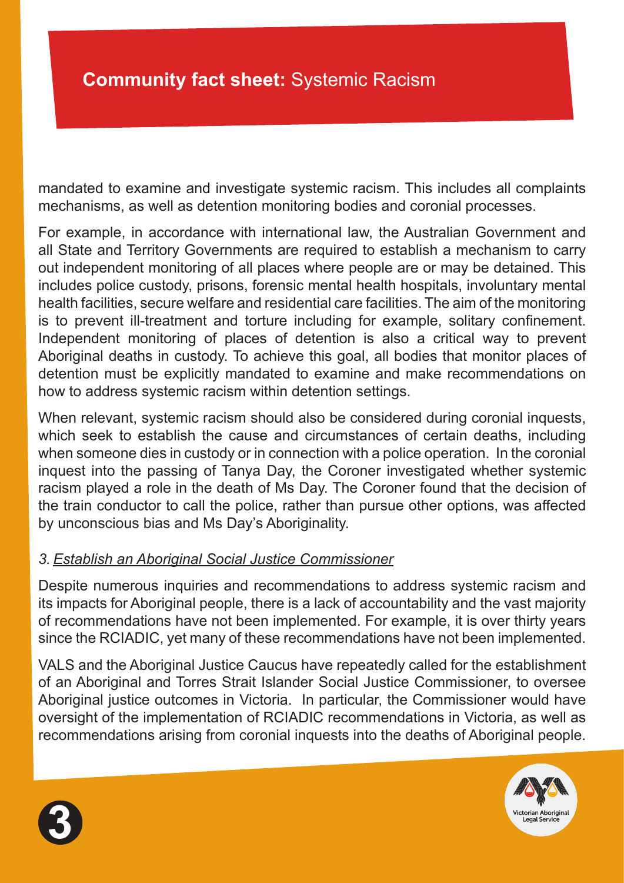mandated to examine and investigate systemic racism. This includes all complaints mechanisms, as well as detention monitoring bodies and coronial processes.

For example, in accordance with international law, the Australian Government and all State and Territory Governments are required to establish a mechanism to carry out independent monitoring of all places where people are or may be detained. This includes police custody, prisons, forensic mental health hospitals, involuntary mental health facilities, secure welfare and residential care facilities. The aim of the monitoring is to prevent ill-treatment and torture including for example, solitary confinement. Independent monitoring of places of detention is also a critical way to prevent Aboriginal deaths in custody. To achieve this goal, all bodies that monitor places of detention must be explicitly mandated to examine and make recommendations on how to address systemic racism within detention settings.

When relevant, systemic racism should also be considered during coronial inquests, which seek to establish the cause and circumstances of certain deaths, including when someone dies in custody or in connection with a police operation. In the coronial inquest into the passing of Tanya Day, the Coroner investigated whether systemic racism played a role in the death of Ms Day. The Coroner found that the decision of the train conductor to call the police, rather than pursue other options, was affected by unconscious bias and Ms Day's Aboriginality.

### *3. Establish an Aboriginal Social Justice Commissioner*

Despite numerous inquiries and recommendations to address systemic racism and its impacts for Aboriginal people, there is a lack of accountability and the vast majority of recommendations have not been implemented. For example, it is over thirty years since the RCIADIC, yet many of these recommendations have not been implemented.

VALS and the Aboriginal Justice Caucus have repeatedly called for the establishment of an Aboriginal and Torres Strait Islander Social Justice Commissioner, to oversee Aboriginal justice outcomes in Victoria. In particular, the Commissioner would have oversight of the implementation of RCIADIC recommendations in Victoria, as well as recommendations arising from coronial inquests into the deaths of Aboriginal people.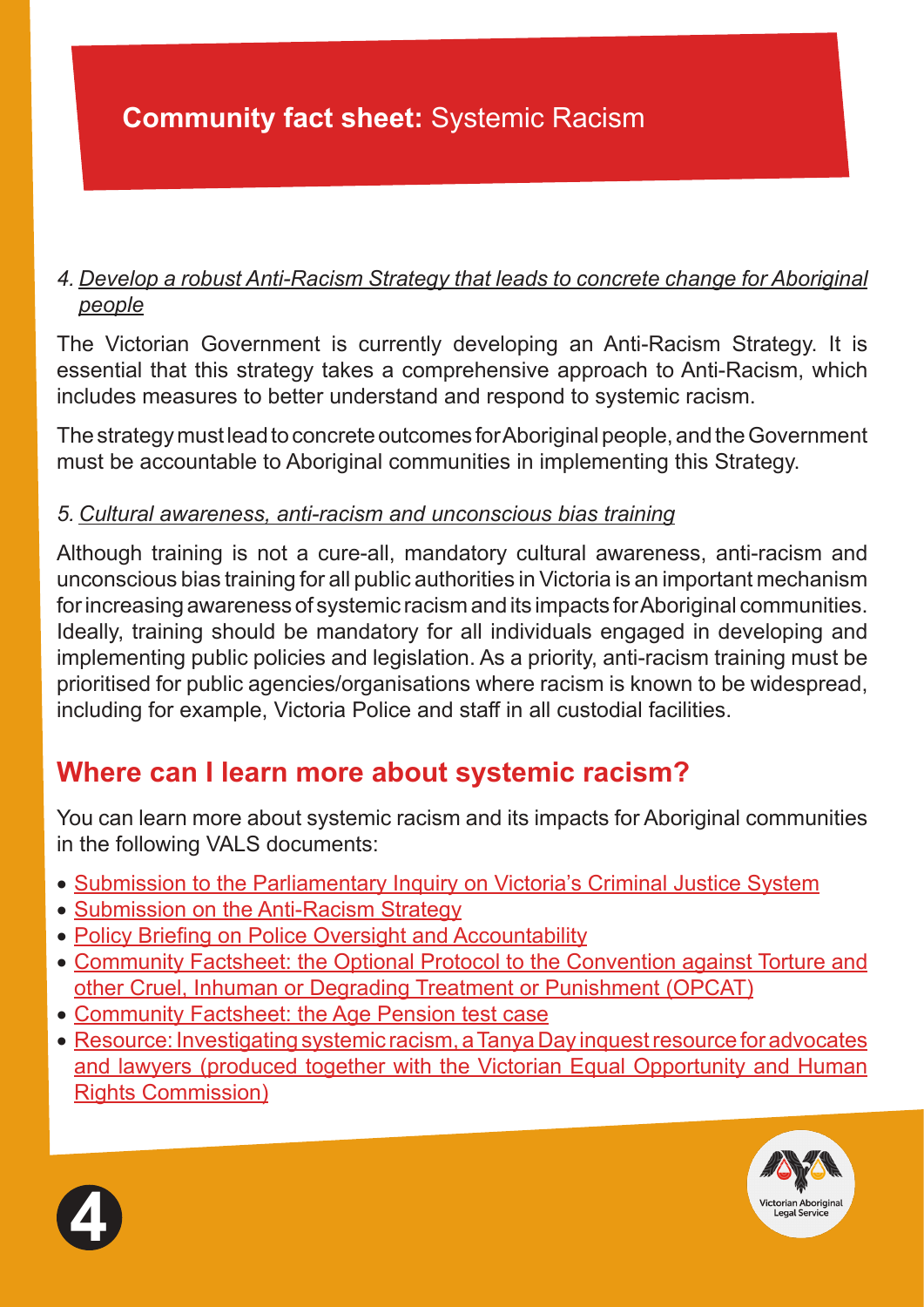**Community fact sheet:** Systemic Racism

*4. Develop a robust Anti-Racism Strategy that leads to concrete change for Aboriginal people*

The Victorian Government is currently developing an Anti-Racism Strategy. It is essential that this strategy takes a comprehensive approach to Anti-Racism, which includes measures to better understand and respond to systemic racism.

The strategy must lead to concrete outcomes for Aboriginal people, and the Government must be accountable to Aboriginal communities in implementing this Strategy.

*5. Cultural awareness, anti-racism and unconscious bias training*

Although training is not a cure-all, mandatory cultural awareness, anti-racism and unconscious bias training for all public authorities in Victoria is an important mechanism for increasing awareness of systemic racism and its impacts for Aboriginal communities. Ideally, training should be mandatory for all individuals engaged in developing and implementing public policies and legislation. As a priority, anti-racism training must be prioritised for public agencies/organisations where racism is known to be widespread, including for example, Victoria Police and staff in all custodial facilities.

## Where can I learn more about systemic racism?

You can learn more about systemic racism and its impacts for Aboriginal communities in the following VALS documents:

- Submission to the Parliamentary Inquiry on Victoria's Criminal Justice System
- Submission on the Anti-Racism Strategy
- Policy Briefing on Police Oversight and Accountability
- Community Factsheet: the Optional Protocol to the Convention against Torture and other Cruel, Inhuman or Degrading Treatment or Punishment (OPCAT)
- Community Factsheet: the Age Pension test case
- Resource: Investigating systemic racism, a Tanya Day inquest resource for advocates and lawyers (produced together with the Victorian Equal Opportunity and Human Rights Commission)

Victorian Aboriginal Legal Service